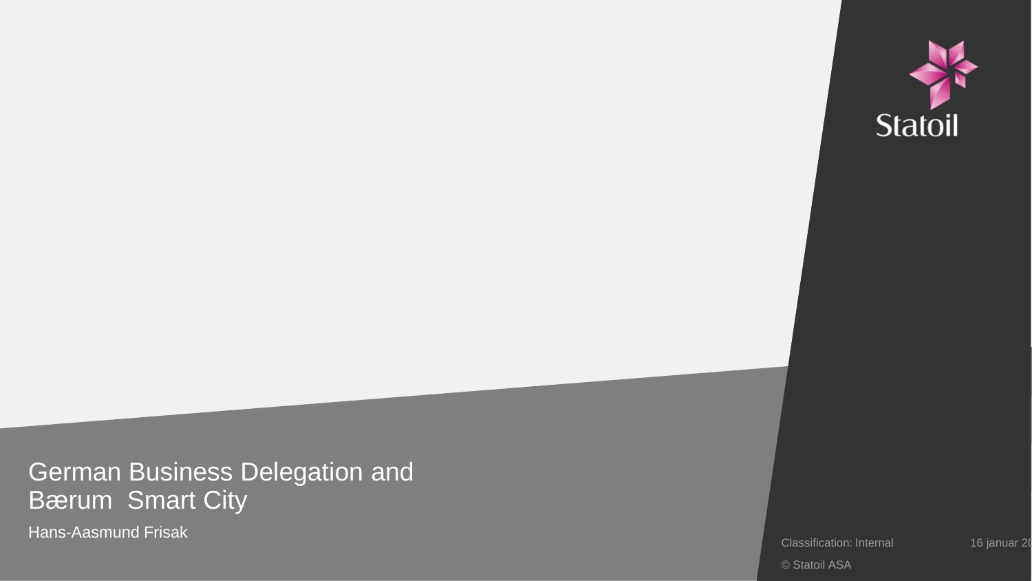# German Business Delegation and Bærum Smart City

Hans-Aasmund Frisak

Classification: Internal

16 januar 20

© Statoil ASA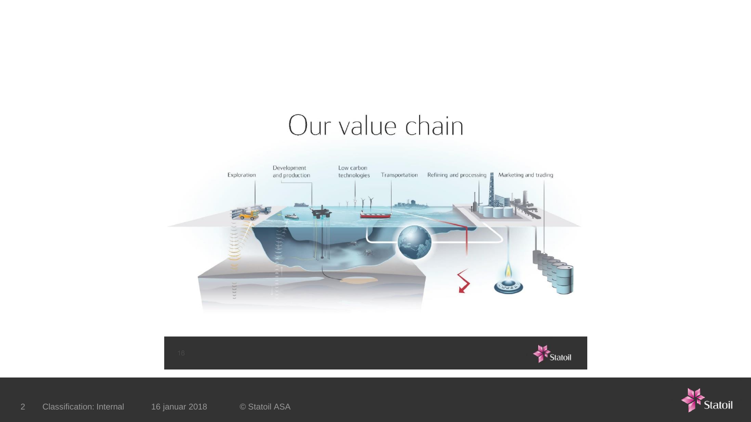# Our value chain

Exploration | Development and production | Low carbon technologies | Transportation | Refining and processing | Marketing and trading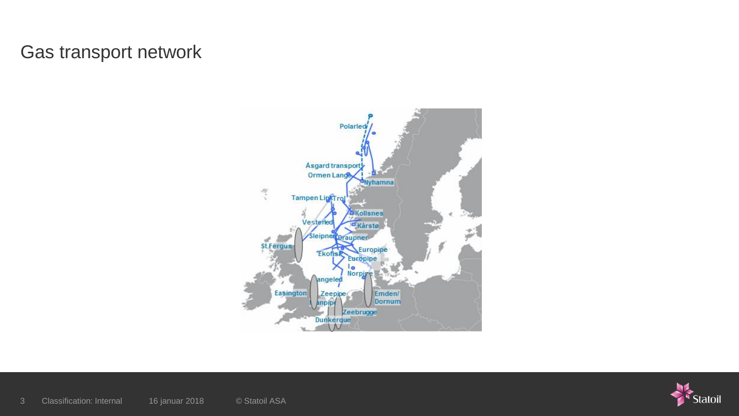# Gas transport network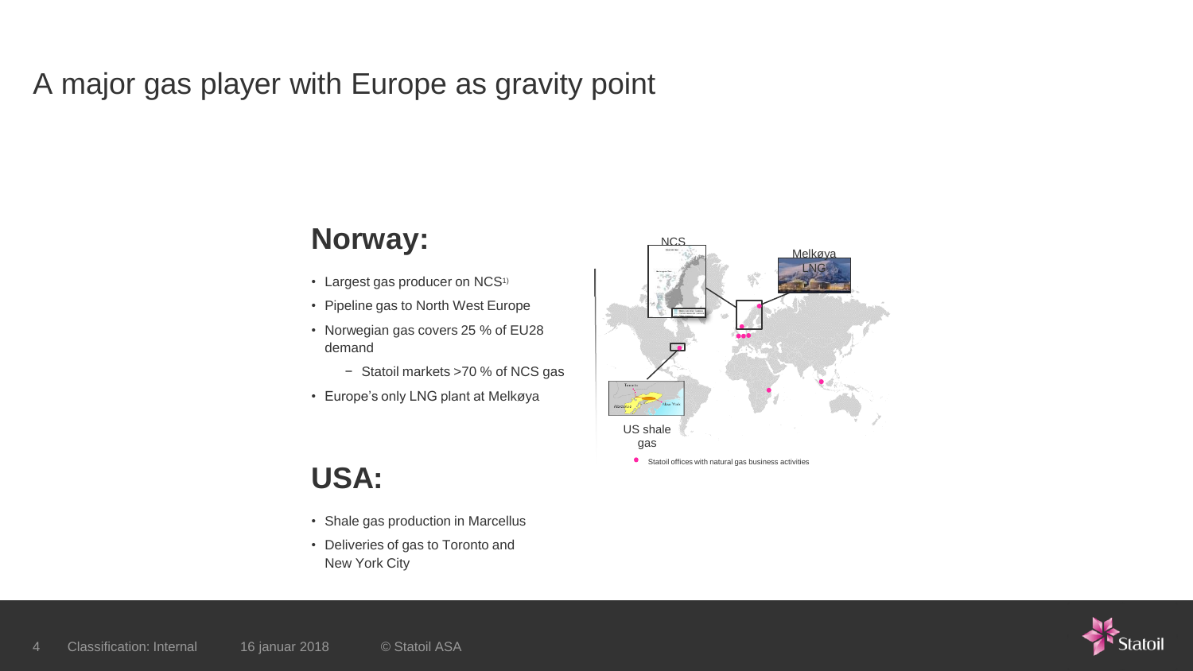# A major gas player with Europe as gravity point

## Norway:

- Largest gas producer on NCS[1)]
- Pipeline gas to North West Europe
- Norwegian gas covers 25 % of EU28 demand
  - Statoil markets >70 % of NCS gas
- Europe's only LNG plant at Melkøya

NCS

Melkøya LNG

US shale gas

Statoil offices with natural gas business activities

## USA:

- Shale gas production in Marcellus
- Deliveries of gas to Toronto and New York City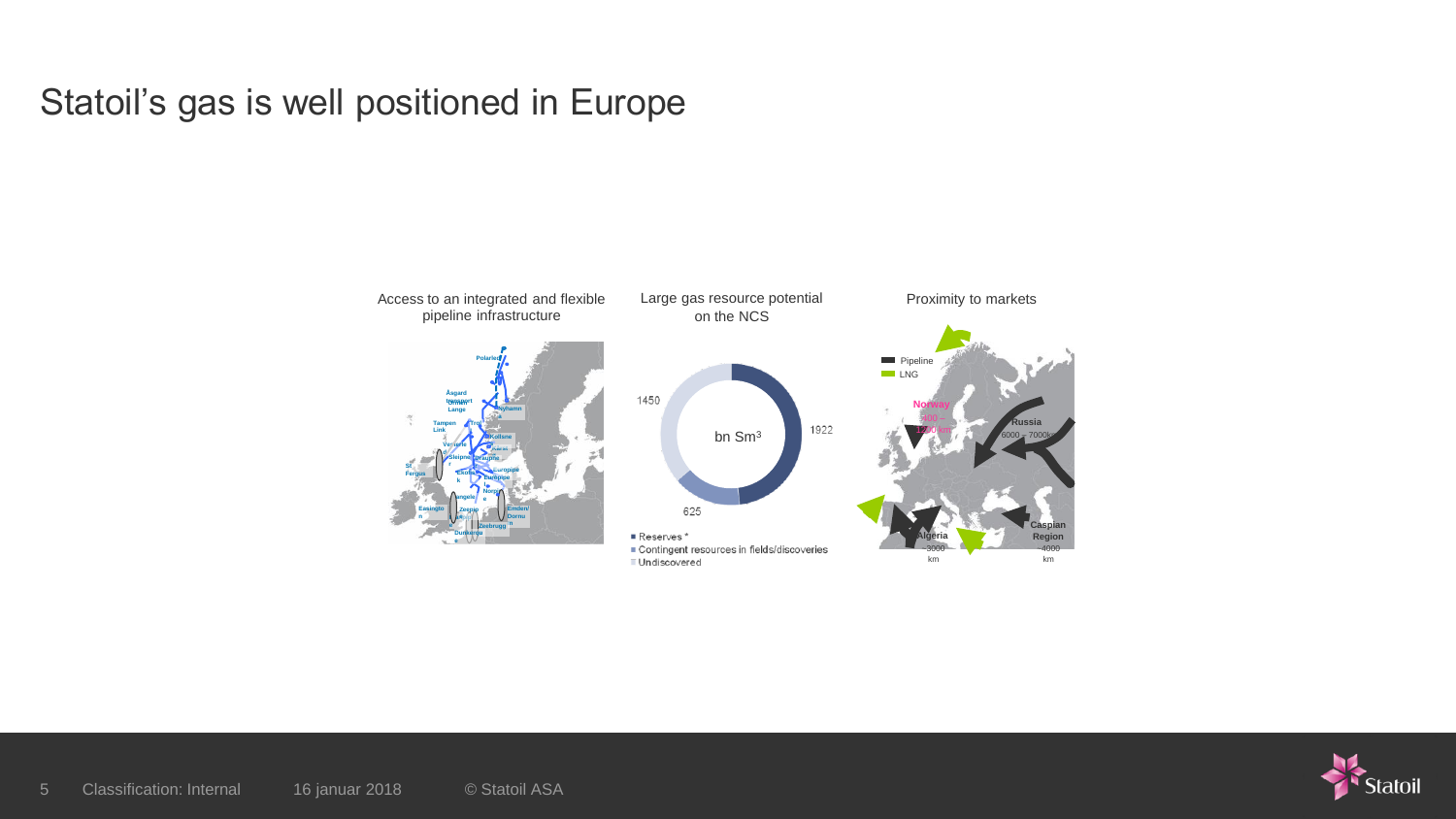# Statoil's gas is well positioned in Europe

Access to an integrated and flexible pipeline infrastructure

Large gas resource potential on the NCS

bn Sm³

1922

625

1450

- Reserves *
- Contingent resources in fields/discoveries
- Undiscovered

Proximity to markets

- Pipeline
- LNG

Norway 400 – 1200 km

Russia 6000 – 7000km

Algeria ~3000 km

Caspian Region ~4000 km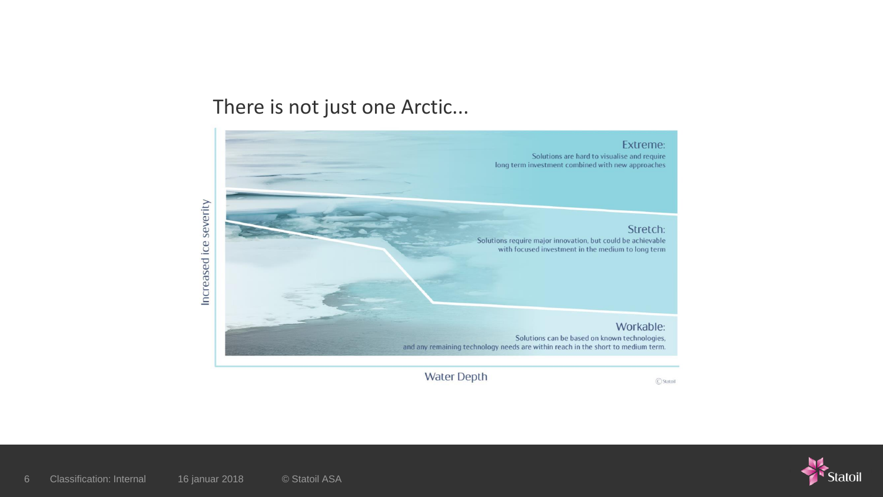# There is not just one Arctic...

**Extreme:**
Solutions are hard to visualise and require long term investment combined with new approaches

**Stretch:**
Solutions require major innovation, but could be achievable with focused investment in the medium to long term

**Workable:**
Solutions can be based on known technologies, and any remaining technology needs are within reach in the short to medium term.

Increased ice severity

Water Depth

© Statoil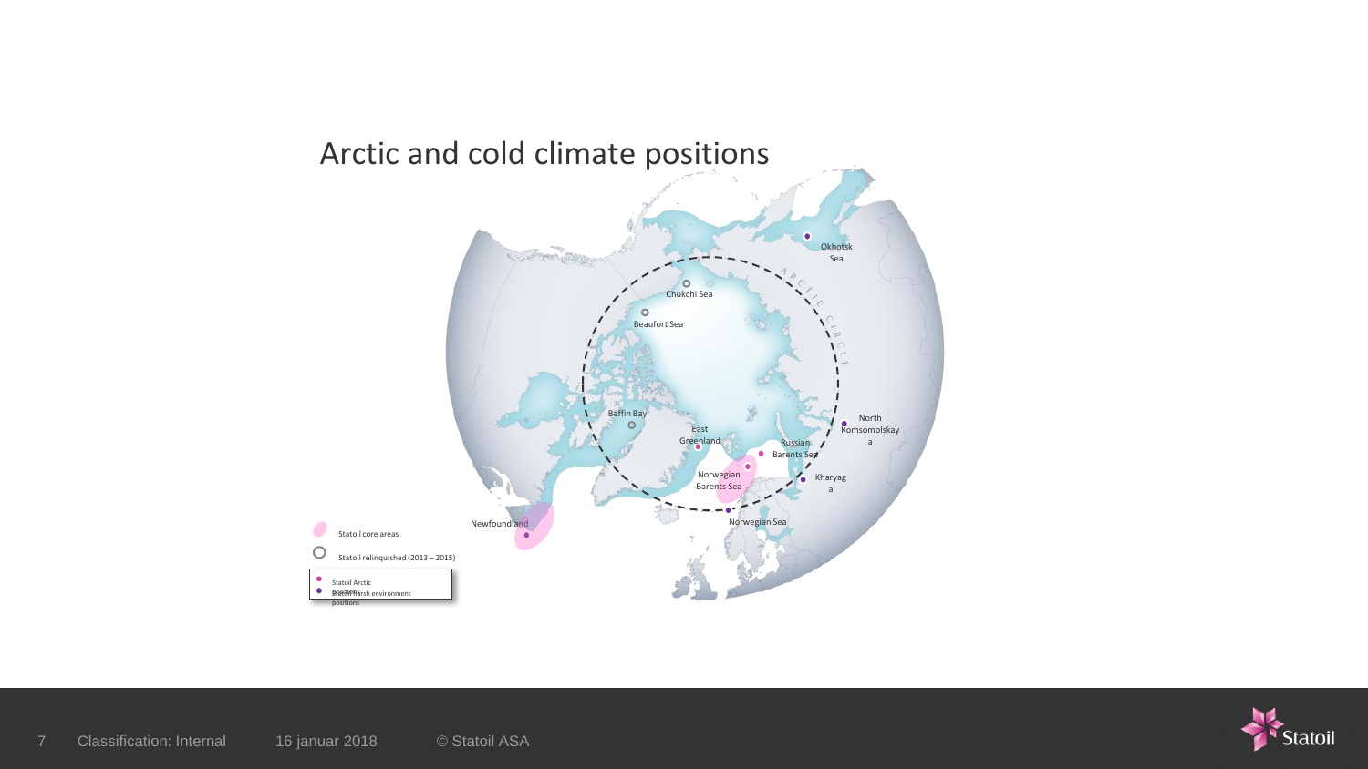# Arctic and cold climate positions

Okhotsk Sea

Chukchi Sea

Beaufort Sea

Baffin Bay

East Greenland

North Komsomolskaya

Russian Barents Sea

Kharyaga

Norwegian Barents Sea

Norwegian Sea

Newfoundland

ARCTIC CIRCLE

- Statoil core areas
- Statoil relinquished (2013 – 2015)
- Statoil Arctic positions
- Statoil harsh environment positions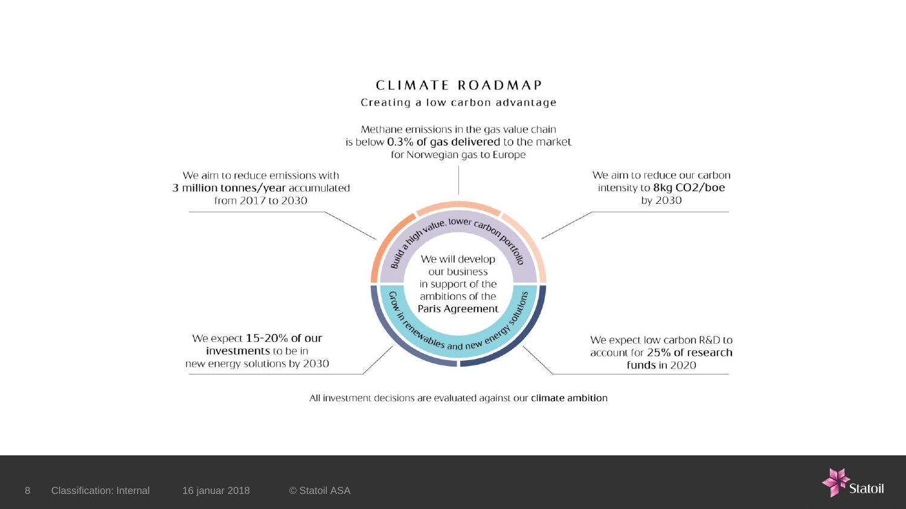# CLIMATE ROADMAP

## Creating a low carbon advantage

Methane emissions in the gas value chain is below **0.3% of gas delivered** to the market for Norwegian gas to Europe

We aim to reduce emissions with **3 million tonnes/year** accumulated from 2017 to 2030

We aim to reduce our carbon intensity to **8kg CO2/boe** by 2030

Build a high value, lower carbon portfolio

We will develop our business in support of the ambitions of the **Paris Agreement**

Grow in renewables and new energy solutions

We expect **15-20% of our investments** to be in new energy solutions by 2030

We expect low carbon R&D to account for **25% of research funds** in 2020

All investment decisions are evaluated against our **climate ambition**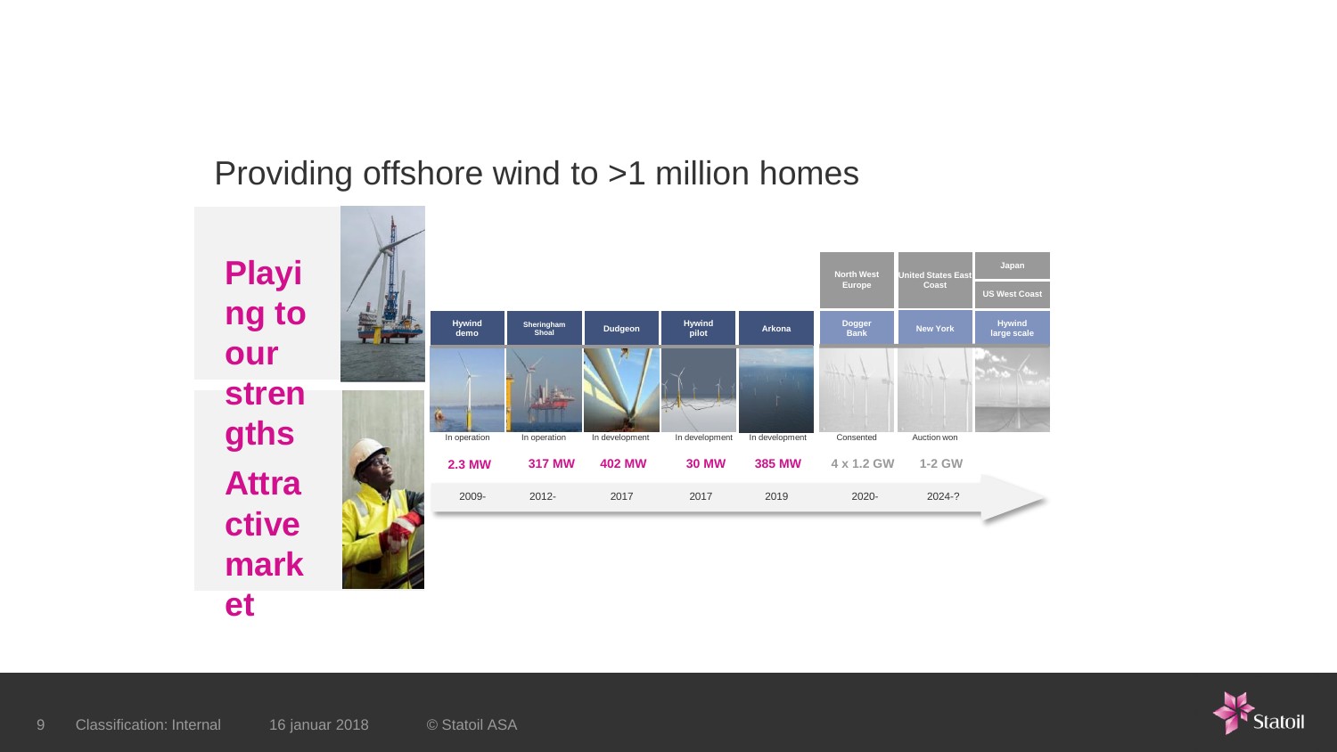# Providing offshore wind to >1 million homes

**Playing to our strengths**

**Attractive market**

| Hywind demo | Sheringham Shoal | Dudgeon | Hywind pilot | Arkona | Dogger Bank | New York | Hywind large scale |
|---|---|---|---|---|---|---|---|
| | | | | | North West Europe | United States East Coast | Japan / US West Coast |
| In operation | In operation | In development | In development | In development | Consented | Auction won | |
| **2.3 MW** | **317 MW** | **402 MW** | **30 MW** | **385 MW** | **4 x 1.2 GW** | **1-2 GW** | |
| 2009- | 2012- | 2017 | 2017 | 2019 | 2020- | 2024-? | |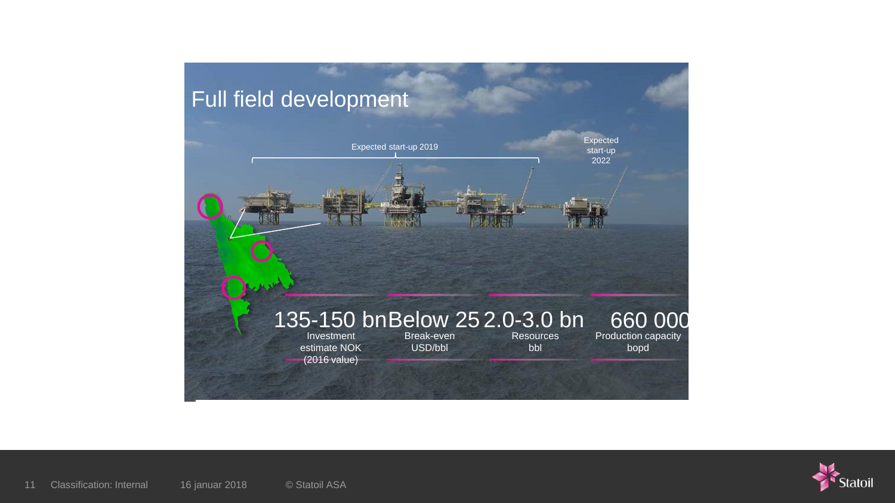# Full field development

Expected start-up 2019

Expected start-up 2022

| 135-150 bn | Below 25 | 2.0-3.0 bn | 660 000 |
| --- | --- | --- | --- |
| Investment estimate NOK (2016 value) | Break-even USD/bbl | Resources bbl | Production capacity bopd |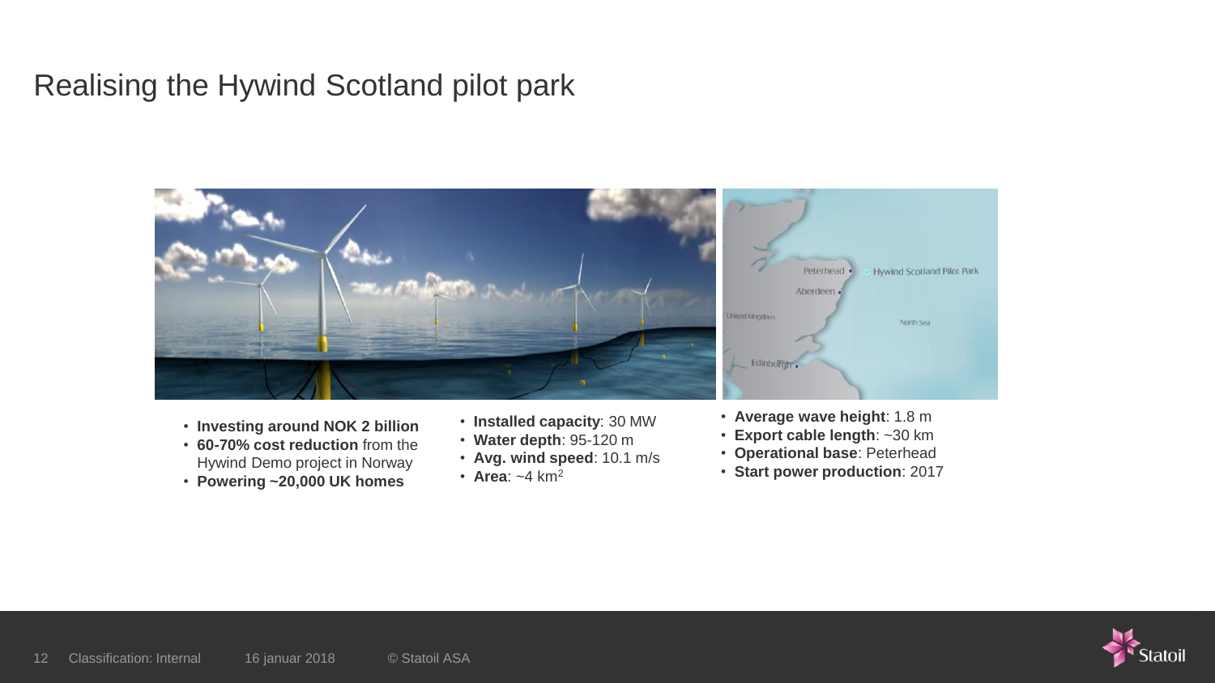# Realising the Hywind Scotland pilot park

- **Investing around NOK 2 billion**
- **60-70% cost reduction** from the Hywind Demo project in Norway
- **Powering ~20,000 UK homes**

- **Installed capacity**: 30 MW
- **Water depth**: 95-120 m
- **Avg. wind speed**: 10.1 m/s
- **Area**: ~4 $km^2$

- **Average wave height**: 1.8 m
- **Export cable length**: ~30 km
- **Operational base**: Peterhead
- **Start power production**: 2017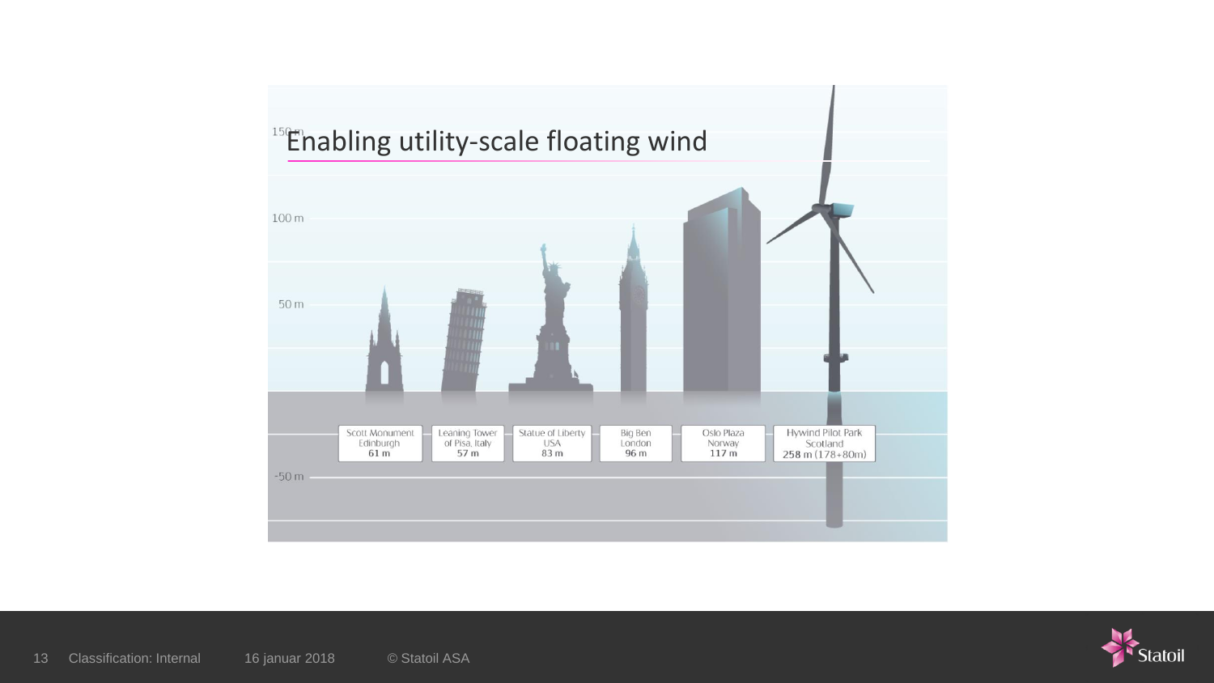# Enabling utility-scale floating wind

150 m

100 m

50 m

-50 m

Scott Monument
Edinburgh
**61 m**

Leaning Tower
of Pisa, Italy
**57 m**

Statue of Liberty
USA
**83 m**

Big Ben
London
**96 m**

Oslo Plaza
Norway
**117 m**

Hywind Pilot Park
Scotland
**258 m** (178+80m)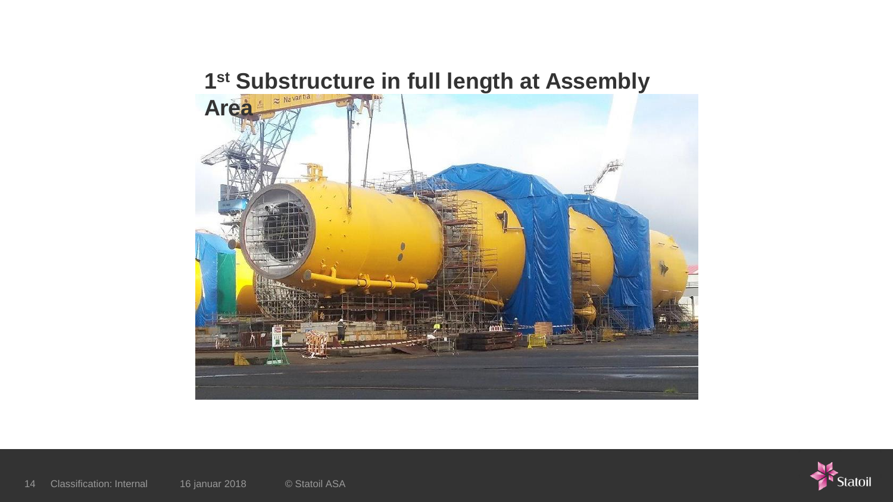# 1st Substructure in full length at Assembly Area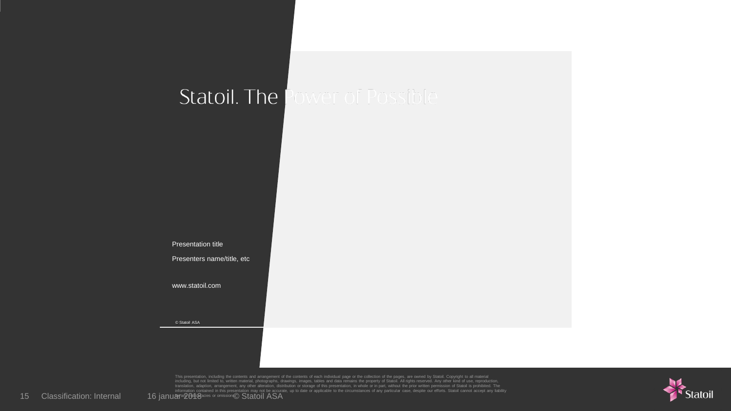# Statoil. The Power of Possible

Presentation title

Presenters name/title, etc

www.statoil.com

© Statoil ASA

This presentation, including the contents and arrangement of the contents of each individual page or the collection of the pages, are owned by Statoil. Copyright to all material including, but not limited to, written material, photographs, drawings, images, tables and data remains the property of Statoil. All rights reserved. Any other kind of use, reproduction, translation, adaption, arrangement, any other alteration, distribution or storage of this presentation, in whole or in part, without the prior written permission of Statoil is prohibited. The information contained in this presentation may not be accurate, up to date or applicable to the circumstances of any particular case, despite our efforts. Statoil cannot accept any liability for any inaccuracies or omissions.

Classification: Internal

16 januar 2018

© Statoil ASA